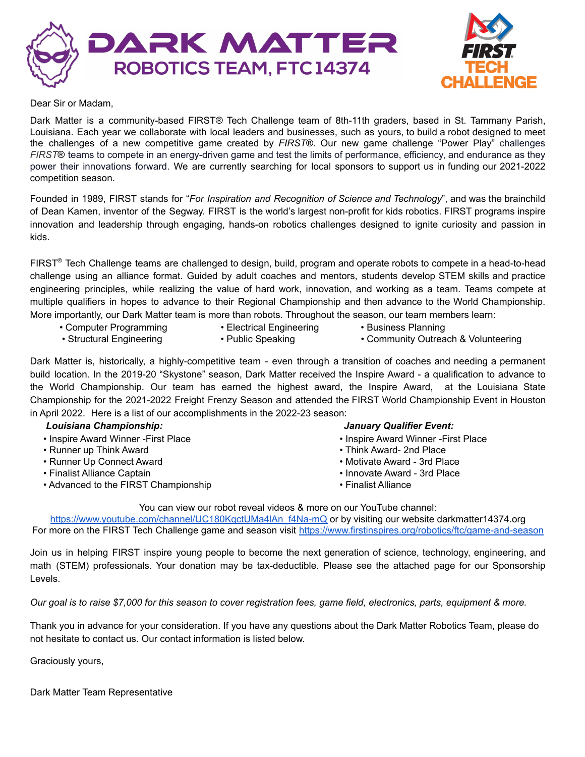# DARK MATTER

## ROBOTICS TEAM, FTC 14374

FIRST TECH CHALLENGE

Dear Sir or Madam,

Dark Matter is a community-based FIRST® Tech Challenge team of 8th-11th graders, based in St. Tammany Parish, Louisiana. Each year we collaborate with local leaders and businesses, such as yours, to build a robot designed to meet the challenges of a new competitive game created by *FIRST*®. Our new game challenge "Power Play" challenges *FIRST*® teams to compete in an energy-driven game and test the limits of performance, efficiency, and endurance as they power their innovations forward. We are currently searching for local sponsors to support us in funding our 2021-2022 competition season.

Founded in 1989, FIRST stands for "*For Inspiration and Recognition of Science and Technology*", and was the brainchild of Dean Kamen, inventor of the Segway. FIRST is the world's largest non-profit for kids robotics. FIRST programs inspire innovation and leadership through engaging, hands-on robotics challenges designed to ignite curiosity and passion in kids.

FIRST® Tech Challenge teams are challenged to design, build, program and operate robots to compete in a head-to-head challenge using an alliance format. Guided by adult coaches and mentors, students develop STEM skills and practice engineering principles, while realizing the value of hard work, innovation, and working as a team. Teams compete at multiple qualifiers in hopes to advance to their Regional Championship and then advance to the World Championship. More importantly, our Dark Matter team is more than robots. Throughout the season, our team members learn:

- Computer Programming
- Structural Engineering
- Electrical Engineering
- Public Speaking
- Business Planning
- Community Outreach & Volunteering

Dark Matter is, historically, a highly-competitive team - even through a transition of coaches and needing a permanent build location. In the 2019-20 "Skystone" season, Dark Matter received the Inspire Award - a qualification to advance to the World Championship. Our team has earned the highest award, the Inspire Award, at the Louisiana State Championship for the 2021-2022 Freight Frenzy Season and attended the FIRST World Championship Event in Houston in April 2022. Here is a list of our accomplishments in the 2022-23 season:

***Louisiana Championship:***

- Inspire Award Winner -First Place
- Runner up Think Award
- Runner Up Connect Award
- Finalist Alliance Captain
- Advanced to the FIRST Championship

***January Qualifier Event:***

- Inspire Award Winner -First Place
- Think Award- 2nd Place
- Motivate Award - 3rd Place
- Innovate Award - 3rd Place
- Finalist Alliance

You can view our robot reveal videos & more on our YouTube channel:
https://www.youtube.com/channel/UC180KqctUMa4lAn_f4Na-mQ or by visiting our website darkmatter14374.org
For more on the FIRST Tech Challenge game and season visit https://www.firstinspires.org/robotics/ftc/game-and-season

Join us in helping FIRST inspire young people to become the next generation of science, technology, engineering, and math (STEM) professionals. Your donation may be tax-deductible. Please see the attached page for our Sponsorship Levels.

*Our goal is to raise $7,000 for this season to cover registration fees, game field, electronics, parts, equipment & more.*

Thank you in advance for your consideration. If you have any questions about the Dark Matter Robotics Team, please do not hesitate to contact us. Our contact information is listed below.

Graciously yours,

Dark Matter Team Representative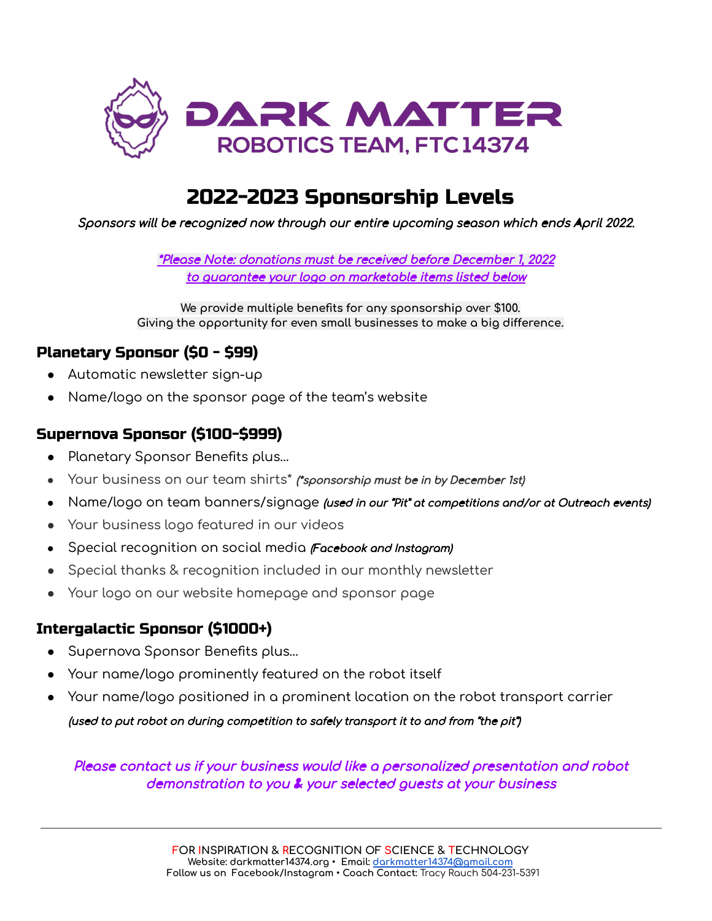# DARK MATTER

## ROBOTICS TEAM, FTC 14374

# 2022-2023 Sponsorship Levels

***Sponsors will be recognized now through our entire upcoming season which ends April 2022.***

***\*Please Note: donations must be received before December 1, 2022 to guarantee your logo on marketable items listed below***

We provide multiple benefits for any sponsorship over $100.
Giving the opportunity for even small businesses to make a big difference.

### Planetary Sponsor ($0 - $99)

- Automatic newsletter sign-up
- Name/logo on the sponsor page of the team's website

### Supernova Sponsor ($100-$999)

- Planetary Sponsor Benefits plus...
- Your business on our team shirts* ***(\*sponsorship must be in by December 1st)***
- Name/logo on team banners/signage ***(used in our "Pit" at competitions and/or at Outreach events)***
- Your business logo featured in our videos
- Special recognition on social media ***(Facebook and Instagram)***
- Special thanks & recognition included in our monthly newsletter
- Your logo on our website homepage and sponsor page

### Intergalactic Sponsor ($1000+)

- Supernova Sponsor Benefits plus...
- Your name/logo prominently featured on the robot itself
- Your name/logo positioned in a prominent location on the robot transport carrier

***(used to put robot on during competition to safely transport it to and from "the pit")***

***Please contact us if your business would like a personalized presentation and robot demonstration to you & your selected guests at your business***

---

FOR INSPIRATION & RECOGNITION OF SCIENCE & TECHNOLOGY
Website: darkmatter14374.org • Email: darkmatter14374@gmail.com
Follow us on Facebook/Instagram • Coach Contact: Tracy Rauch 504-231-5391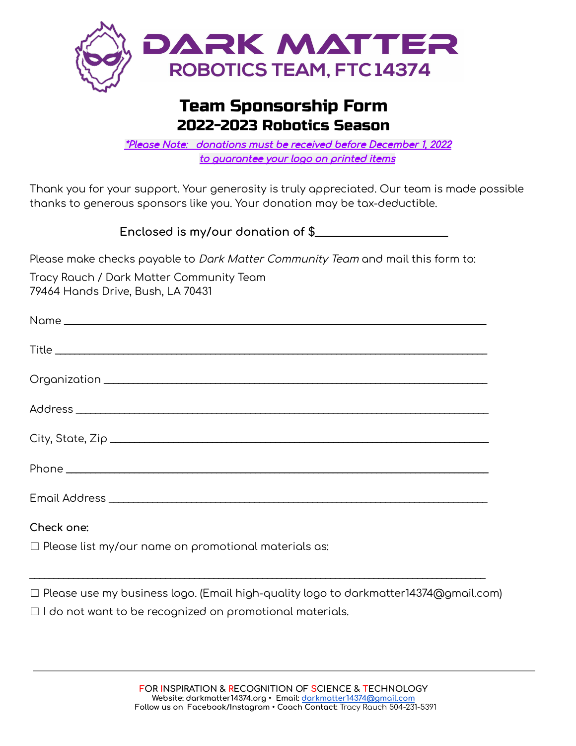# DARK MATTER

## ROBOTICS TEAM, FTC 14374

## Team Sponsorship Form
## 2022-2023 Robotics Season

*Please Note: donations must be received before December 1, 2022 to guarantee your logo on printed items*

Thank you for your support. Your generosity is truly appreciated. Our team is made possible thanks to generous sponsors like you. Your donation may be tax-deductible.

**Enclosed is my/our donation of $____________________**

Please make checks payable to *Dark Matter Community Team* and mail this form to:

Tracy Rauch / Dark Matter Community Team
79464 Hands Drive, Bush, LA 70431

Name ______________________________________________________________

Title _______________________________________________________________

Organization ________________________________________________________

Address ____________________________________________________________

City, State, Zip ______________________________________________________

Phone _____________________________________________________________

Email Address _______________________________________________________

**Check one:**

☐ Please list my/our name on promotional materials as:

___________________________________________________________________

☐ Please use my business logo. (Email high-quality logo to darkmatter14374@gmail.com)

☐ I do not want to be recognized on promotional materials.

---

FOR INSPIRATION & RECOGNITION OF SCIENCE & TECHNOLOGY
**Website:** darkmatter14374.org • **Email:** darkmatter14374@gmail.com
**Follow us on Facebook/Instagram • Coach Contact:** Tracy Rauch 504-231-5391